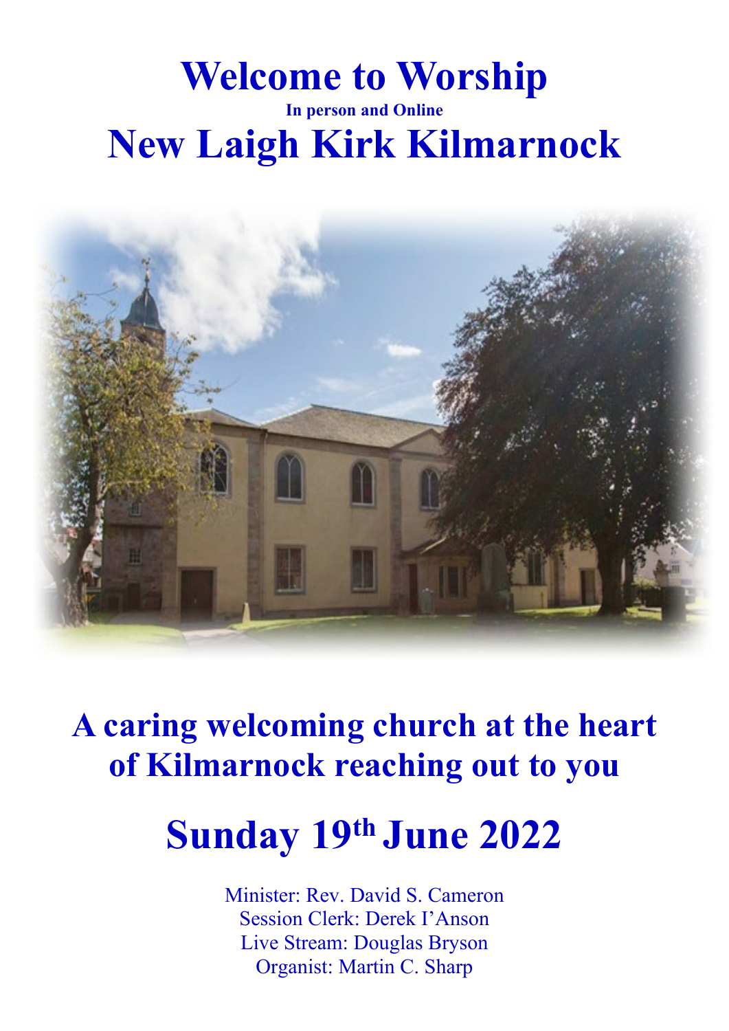# Welcome to Worship

**In person and Online**

# New Laigh Kirk Kilmarnock

## A caring welcoming church at the heart of Kilmarnock reaching out to you

## Sunday 19th June 2022

Minister: Rev. David S. Cameron
Session Clerk: Derek I'Anson
Live Stream: Douglas Bryson
Organist: Martin C. Sharp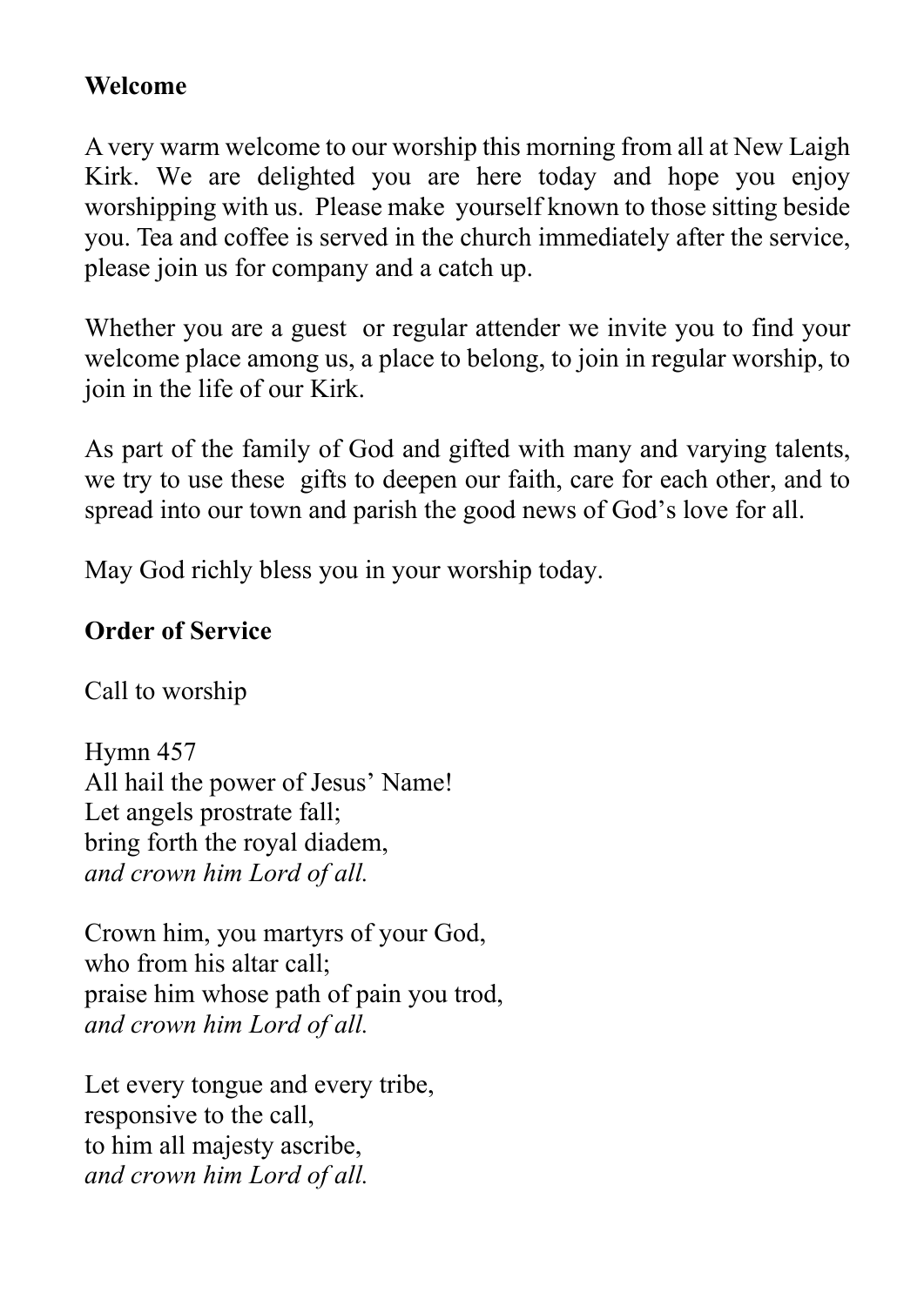**Welcome**

A very warm welcome to our worship this morning from all at New Laigh Kirk. We are delighted you are here today and hope you enjoy worshipping with us. Please make yourself known to those sitting beside you. Tea and coffee is served in the church immediately after the service, please join us for company and a catch up.

Whether you are a guest or regular attender we invite you to find your welcome place among us, a place to belong, to join in regular worship, to join in the life of our Kirk.

As part of the family of God and gifted with many and varying talents, we try to use these gifts to deepen our faith, care for each other, and to spread into our town and parish the good news of God's love for all.

May God richly bless you in your worship today.

**Order of Service**

Call to worship

Hymn 457
All hail the power of Jesus' Name!
Let angels prostrate fall;
bring forth the royal diadem,
*and crown him Lord of all.*

Crown him, you martyrs of your God,
who from his altar call;
praise him whose path of pain you trod,
*and crown him Lord of all.*

Let every tongue and every tribe,
responsive to the call,
to him all majesty ascribe,
*and crown him Lord of all.*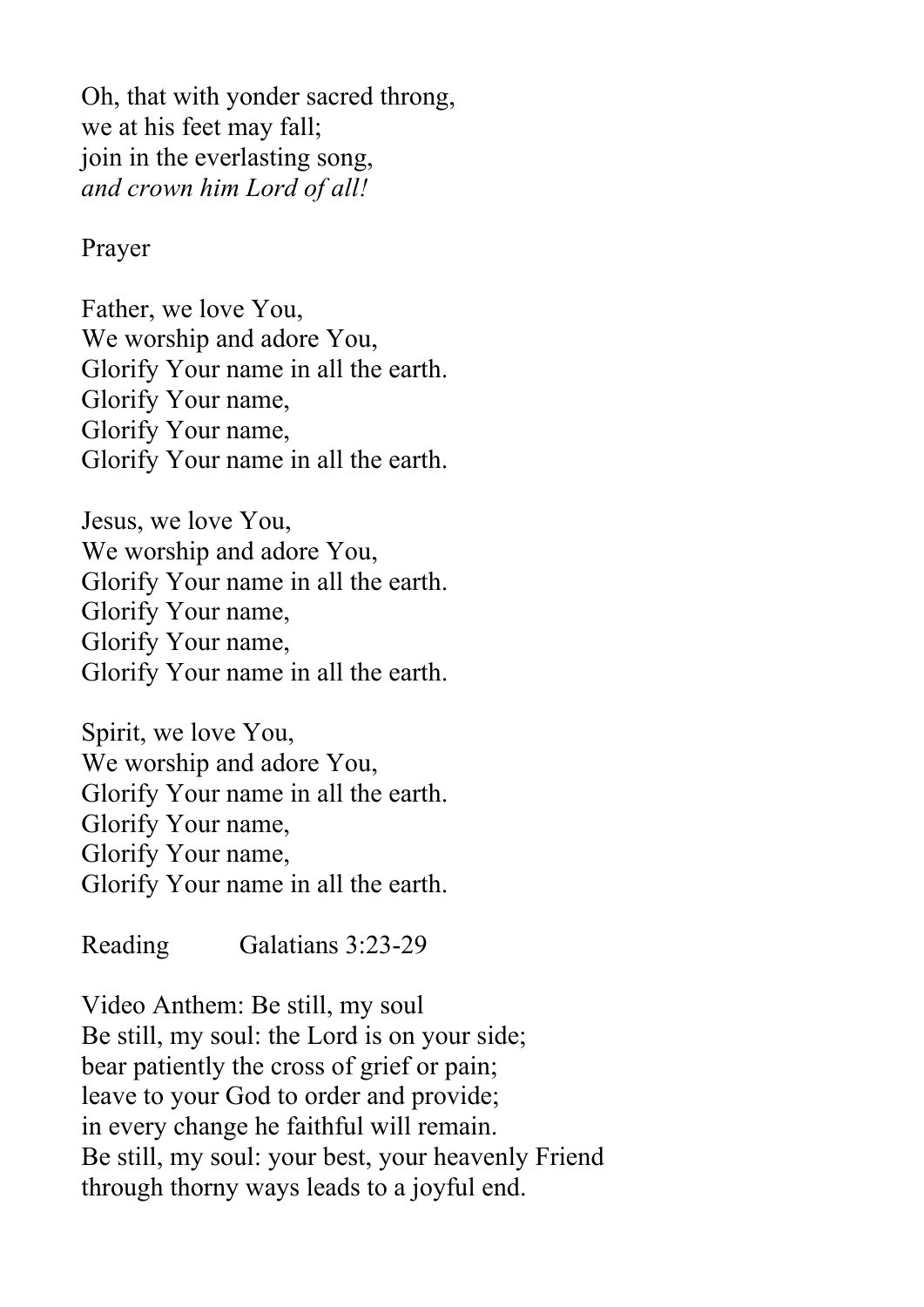Oh, that with yonder sacred throng,
we at his feet may fall;
join in the everlasting song,
*and crown him Lord of all!*

Prayer

Father, we love You,
We worship and adore You,
Glorify Your name in all the earth.
Glorify Your name,
Glorify Your name,
Glorify Your name in all the earth.

Jesus, we love You,
We worship and adore You,
Glorify Your name in all the earth.
Glorify Your name,
Glorify Your name,
Glorify Your name in all the earth.

Spirit, we love You,
We worship and adore You,
Glorify Your name in all the earth.
Glorify Your name,
Glorify Your name,
Glorify Your name in all the earth.

Reading Galatians 3:23-29

Video Anthem: Be still, my soul
Be still, my soul: the Lord is on your side;
bear patiently the cross of grief or pain;
leave to your God to order and provide;
in every change he faithful will remain.
Be still, my soul: your best, your heavenly Friend
through thorny ways leads to a joyful end.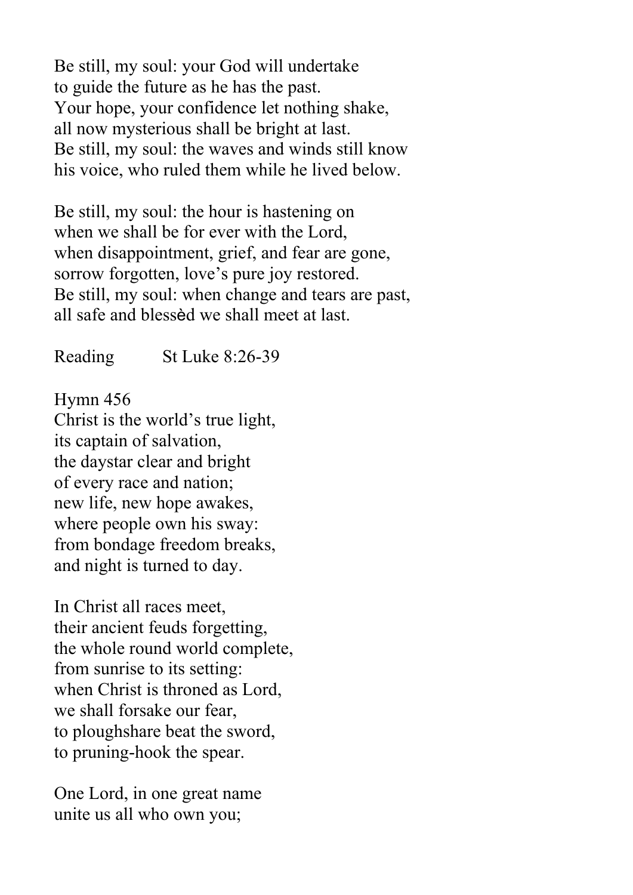Be still, my soul: your God will undertake
to guide the future as he has the past.
Your hope, your confidence let nothing shake,
all now mysterious shall be bright at last.
Be still, my soul: the waves and winds still know
his voice, who ruled them while he lived below.

Be still, my soul: the hour is hastening on
when we shall be for ever with the Lord,
when disappointment, grief, and fear are gone,
sorrow forgotten, love's pure joy restored.
Be still, my soul: when change and tears are past,
all safe and blessèd we shall meet at last.

Reading St Luke 8:26-39

Hymn 456
Christ is the world's true light,
its captain of salvation,
the daystar clear and bright
of every race and nation;
new life, new hope awakes,
where people own his sway:
from bondage freedom breaks,
and night is turned to day.

In Christ all races meet,
their ancient feuds forgetting,
the whole round world complete,
from sunrise to its setting:
when Christ is throned as Lord,
we shall forsake our fear,
to ploughshare beat the sword,
to pruning-hook the spear.

One Lord, in one great name
unite us all who own you;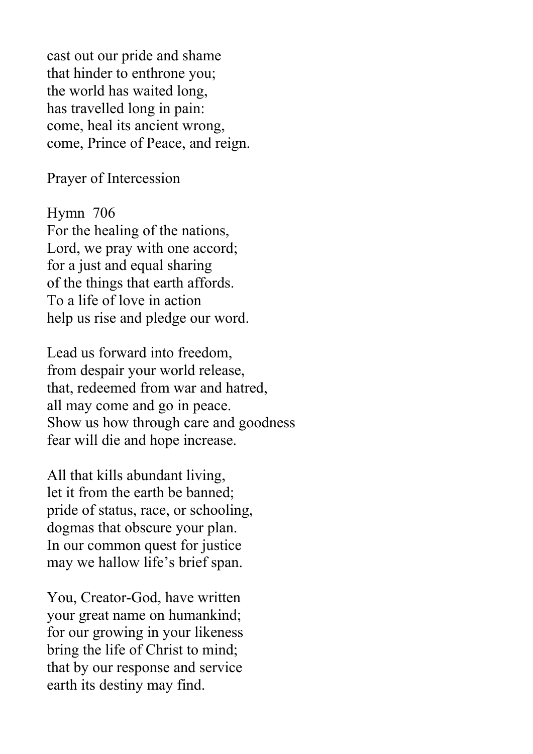cast out our pride and shame
that hinder to enthrone you;
the world has waited long,
has travelled long in pain:
come, heal its ancient wrong,
come, Prince of Peace, and reign.

Prayer of Intercession

Hymn 706
For the healing of the nations,
Lord, we pray with one accord;
for a just and equal sharing
of the things that earth affords.
To a life of love in action
help us rise and pledge our word.

Lead us forward into freedom,
from despair your world release,
that, redeemed from war and hatred,
all may come and go in peace.
Show us how through care and goodness
fear will die and hope increase.

All that kills abundant living,
let it from the earth be banned;
pride of status, race, or schooling,
dogmas that obscure your plan.
In our common quest for justice
may we hallow life's brief span.

You, Creator-God, have written
your great name on humankind;
for our growing in your likeness
bring the life of Christ to mind;
that by our response and service
earth its destiny may find.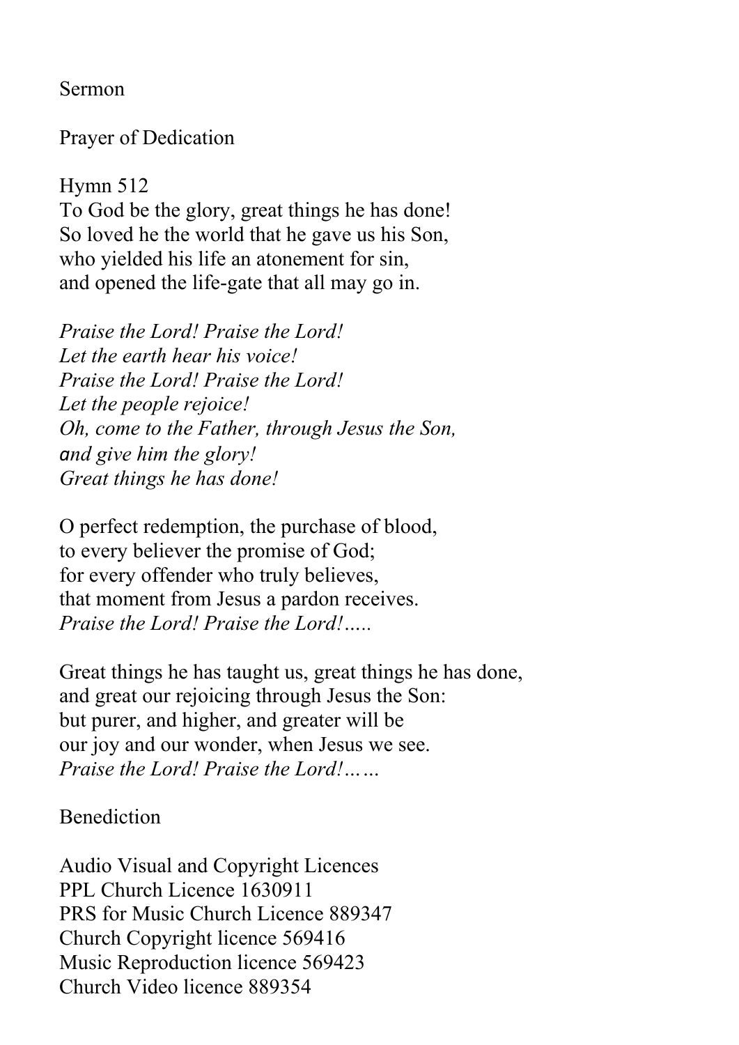Sermon

Prayer of Dedication

Hymn 512
To God be the glory, great things he has done!
So loved he the world that he gave us his Son,
who yielded his life an atonement for sin,
and opened the life-gate that all may go in.

*Praise the Lord! Praise the Lord!*
*Let the earth hear his voice!*
*Praise the Lord! Praise the Lord!*
*Let the people rejoice!*
*Oh, come to the Father, through Jesus the Son,*
*and give him the glory!*
*Great things he has done!*

O perfect redemption, the purchase of blood,
to every believer the promise of God;
for every offender who truly believes,
that moment from Jesus a pardon receives.
*Praise the Lord! Praise the Lord!…..*

Great things he has taught us, great things he has done,
and great our rejoicing through Jesus the Son:
but purer, and higher, and greater will be
our joy and our wonder, when Jesus we see.
*Praise the Lord! Praise the Lord!……*

Benediction

Audio Visual and Copyright Licences
PPL Church Licence 1630911
PRS for Music Church Licence 889347
Church Copyright licence 569416
Music Reproduction licence 569423
Church Video licence 889354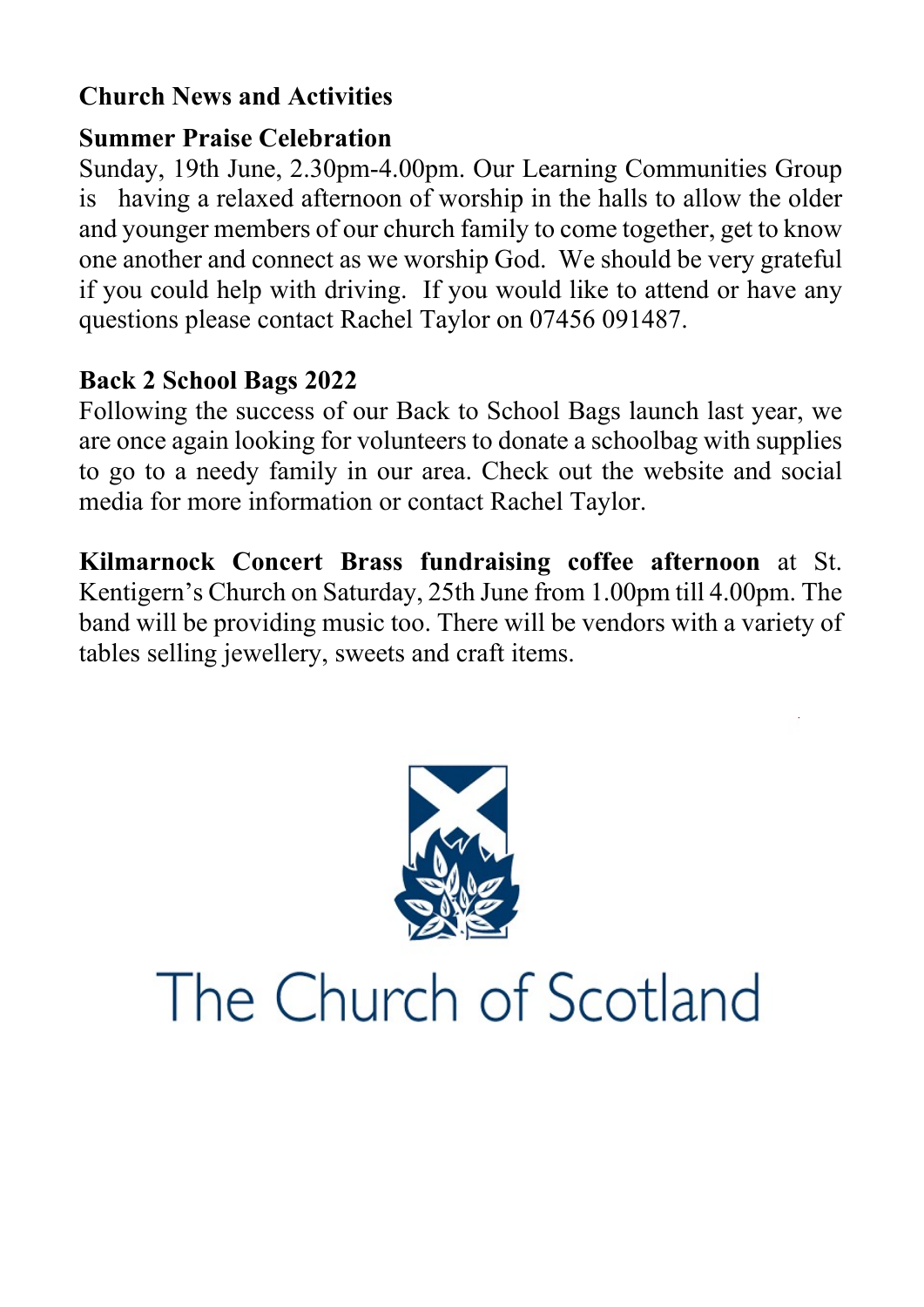## Church News and Activities

### Summer Praise Celebration

Sunday, 19th June, 2.30pm-4.00pm. Our Learning Communities Group is having a relaxed afternoon of worship in the halls to allow the older and younger members of our church family to come together, get to know one another and connect as we worship God. We should be very grateful if you could help with driving. If you would like to attend or have any questions please contact Rachel Taylor on 07456 091487.

### Back 2 School Bags 2022

Following the success of our Back to School Bags launch last year, we are once again looking for volunteers to donate a schoolbag with supplies to go to a needy family in our area. Check out the website and social media for more information or contact Rachel Taylor.

**Kilmarnock Concert Brass fundraising coffee afternoon** at St. Kentigern's Church on Saturday, 25th June from 1.00pm till 4.00pm. The band will be providing music too. There will be vendors with a variety of tables selling jewellery, sweets and craft items.

The Church of Scotland